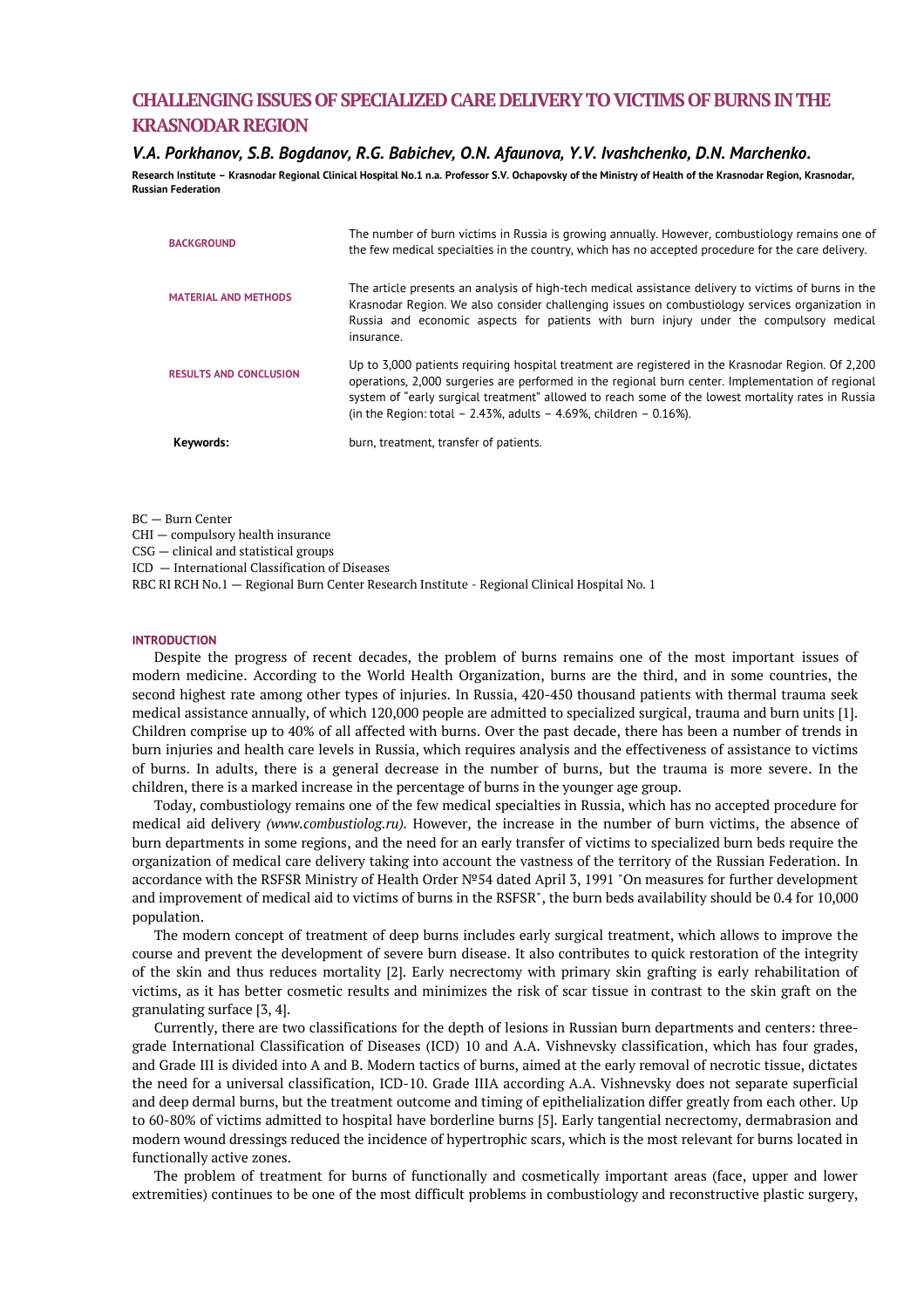# CHALLENGING ISSUES OF SPECIALIZED CARE DELIVERY TO VICTIMS OF BURNS IN THE KRASNODAR REGION

***V.A. Porkhanov, S.B. Bogdanov, R.G. Babichev, O.N. Afaunova, Y.V. Ivashchenko, D.N. Marchenko.***

**Research Institute – Krasnodar Regional Clinical Hospital No.1 n.a. Professor S.V. Ochapovsky of the Ministry of Health of the Krasnodar Region, Krasnodar, Russian Federation**

| | |
|---|---|
| **BACKGROUND** | The number of burn victims in Russia is growing annually. However, combustiology remains one of the few medical specialties in the country, which has no accepted procedure for the care delivery. |
| **MATERIAL AND METHODS** | The article presents an analysis of high-tech medical assistance delivery to victims of burns in the Krasnodar Region. We also consider challenging issues on combustiology services organization in Russia and economic aspects for patients with burn injury under the compulsory medical insurance. |
| **RESULTS AND CONCLUSION** | Up to 3,000 patients requiring hospital treatment are registered in the Krasnodar Region. Of 2,200 operations, 2,000 surgeries are performed in the regional burn center. Implementation of regional system of "early surgical treatment" allowed to reach some of the lowest mortality rates in Russia (in the Region: total – 2.43%, adults – 4.69%, children – 0.16%). |
| **Keywords:** | burn, treatment, transfer of patients. |

BC — Burn Center
CHI — compulsory health insurance
CSG — clinical and statistical groups
ICD — International Classification of Diseases
RBC RI RCH No.1 — Regional Burn Center Research Institute - Regional Clinical Hospital No. 1

## INTRODUCTION

Despite the progress of recent decades, the problem of burns remains one of the most important issues of modern medicine. According to the World Health Organization, burns are the third, and in some countries, the second highest rate among other types of injuries. In Russia, 420-450 thousand patients with thermal trauma seek medical assistance annually, of which 120,000 people are admitted to specialized surgical, trauma and burn units [1]. Children comprise up to 40% of all affected with burns. Over the past decade, there has been a number of trends in burn injuries and health care levels in Russia, which requires analysis and the effectiveness of assistance to victims of burns. In adults, there is a general decrease in the number of burns, but the trauma is more severe. In the children, there is a marked increase in the percentage of burns in the younger age group.

Today, combustiology remains one of the few medical specialties in Russia, which has no accepted procedure for medical aid delivery *(www.combustiolog.ru)*. However, the increase in the number of burn victims, the absence of burn departments in some regions, and the need for an early transfer of victims to specialized burn beds require the organization of medical care delivery taking into account the vastness of the territory of the Russian Federation. In accordance with the RSFSR Ministry of Health Order №54 dated April 3, 1991 "On measures for further development and improvement of medical aid to victims of burns in the RSFSR", the burn beds availability should be 0.4 for 10,000 population.

The modern concept of treatment of deep burns includes early surgical treatment, which allows to improve the course and prevent the development of severe burn disease. It also contributes to quick restoration of the integrity of the skin and thus reduces mortality [2]. Early necrectomy with primary skin grafting is early rehabilitation of victims, as it has better cosmetic results and minimizes the risk of scar tissue in contrast to the skin graft on the granulating surface [3, 4].

Currently, there are two classifications for the depth of lesions in Russian burn departments and centers: three-grade International Classification of Diseases (ICD) 10 and A.A. Vishnevsky classification, which has four grades, and Grade III is divided into A and B. Modern tactics of burns, aimed at the early removal of necrotic tissue, dictates the need for a universal classification, ICD-10. Grade IIIA according A.A. Vishnevsky does not separate superficial and deep dermal burns, but the treatment outcome and timing of epithelialization differ greatly from each other. Up to 60-80% of victims admitted to hospital have borderline burns [5]. Early tangential necrectomy, dermabrasion and modern wound dressings reduced the incidence of hypertrophic scars, which is the most relevant for burns located in functionally active zones.

The problem of treatment for burns of functionally and cosmetically important areas (face, upper and lower extremities) continues to be one of the most difficult problems in combustiology and reconstructive plastic surgery,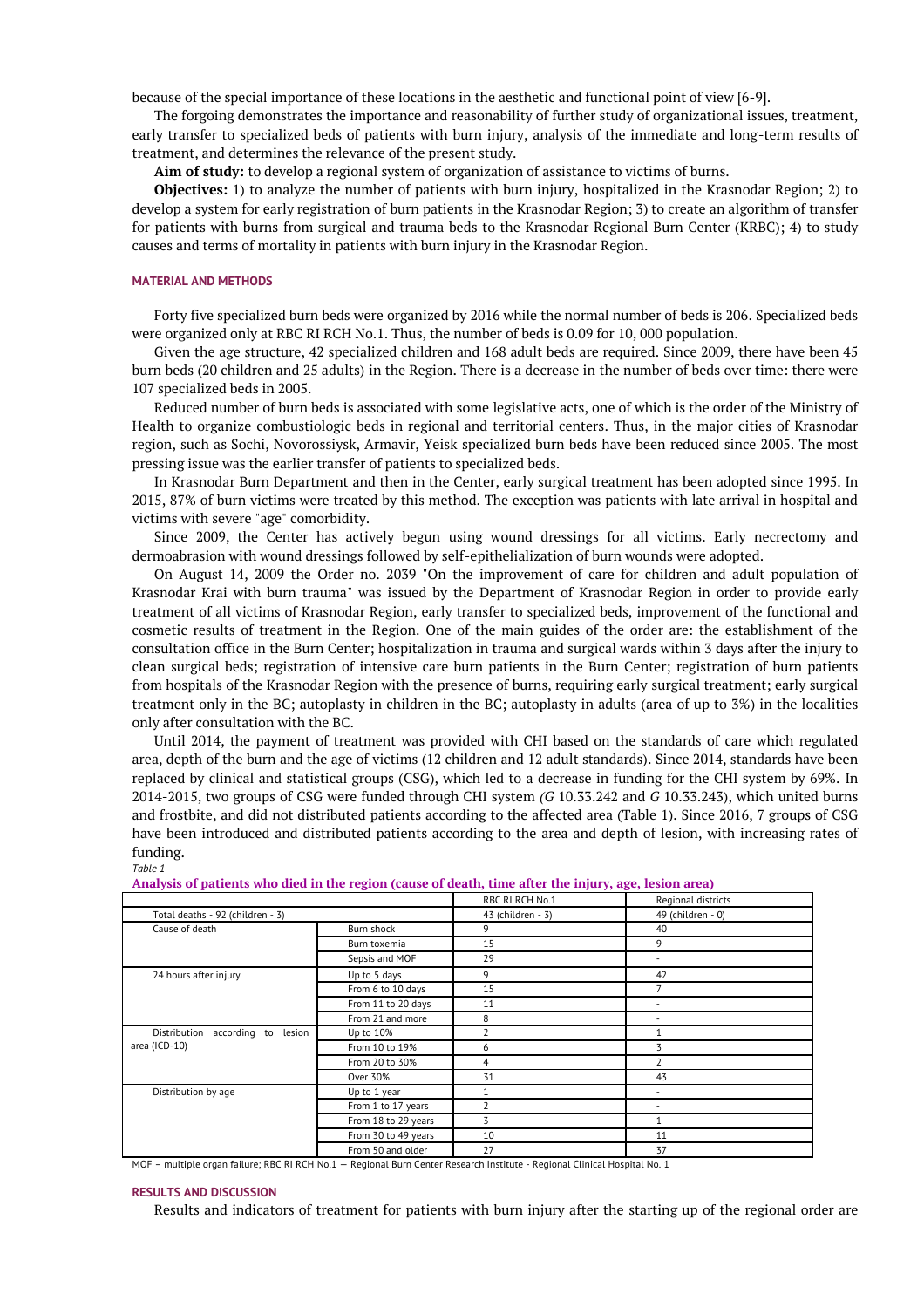because of the special importance of these locations in the aesthetic and functional point of view [6-9].

The forgoing demonstrates the importance and reasonability of further study of organizational issues, treatment, early transfer to specialized beds of patients with burn injury, analysis of the immediate and long-term results of treatment, and determines the relevance of the present study.

**Aim of study:** to develop a regional system of organization of assistance to victims of burns.

**Objectives:** 1) to analyze the number of patients with burn injury, hospitalized in the Krasnodar Region; 2) to develop a system for early registration of burn patients in the Krasnodar Region; 3) to create an algorithm of transfer for patients with burns from surgical and trauma beds to the Krasnodar Regional Burn Center (KRBC); 4) to study causes and terms of mortality in patients with burn injury in the Krasnodar Region.

## MATERIAL AND METHODS

Forty five specialized burn beds were organized by 2016 while the normal number of beds is 206. Specialized beds were organized only at RBC RI RCH No.1. Thus, the number of beds is 0.09 for 10, 000 population.

Given the age structure, 42 specialized children and 168 adult beds are required. Since 2009, there have been 45 burn beds (20 children and 25 adults) in the Region. There is a decrease in the number of beds over time: there were 107 specialized beds in 2005.

Reduced number of burn beds is associated with some legislative acts, one of which is the order of the Ministry of Health to organize combustiologic beds in regional and territorial centers. Thus, in the major cities of Krasnodar region, such as Sochi, Novorossiysk, Armavir, Yeisk specialized burn beds have been reduced since 2005. The most pressing issue was the earlier transfer of patients to specialized beds.

In Krasnodar Burn Department and then in the Center, early surgical treatment has been adopted since 1995. In 2015, 87% of burn victims were treated by this method. The exception was patients with late arrival in hospital and victims with severe "age" comorbidity.

Since 2009, the Center has actively begun using wound dressings for all victims. Early necrectomy and dermoabrasion with wound dressings followed by self-epithelialization of burn wounds were adopted.

On August 14, 2009 the Order no. 2039 "On the improvement of care for children and adult population of Krasnodar Krai with burn trauma" was issued by the Department of Krasnodar Region in order to provide early treatment of all victims of Krasnodar Region, early transfer to specialized beds, improvement of the functional and cosmetic results of treatment in the Region. One of the main guides of the order are: the establishment of the consultation office in the Burn Center; hospitalization in trauma and surgical wards within 3 days after the injury to clean surgical beds; registration of intensive care burn patients in the Burn Center; registration of burn patients from hospitals of the Krasnodar Region with the presence of burns, requiring early surgical treatment; early surgical treatment only in the BC; autoplasty in children in the BC; autoplasty in adults (area of up to 3%) in the localities only after consultation with the BC.

Until 2014, the payment of treatment was provided with CHI based on the standards of care which regulated area, depth of the burn and the age of victims (12 children and 12 adult standards). Since 2014, standards have been replaced by clinical and statistical groups (CSG), which led to a decrease in funding for the CHI system by 69%. In 2014-2015, two groups of CSG were funded through CHI system (*G* 10.33.242 and *G* 10.33.243), which united burns and frostbite, and did not distributed patients according to the affected area (Table 1). Since 2016, 7 groups of CSG have been introduced and distributed patients according to the area and depth of lesion, with increasing rates of funding.

*Table 1*

**Analysis of patients who died in the region (cause of death, time after the injury, age, lesion area)**

| | | RBC RI RCH No.1 | Regional districts |
|---|---|---|---|
| Total deaths - 92 (children - 3) | | 43 (children - 3) | 49 (children - 0) |
| Cause of death | Burn shock | 9 | 40 |
| | Burn toxemia | 15 | 9 |
| | Sepsis and MOF | 29 | - |
| 24 hours after injury | Up to 5 days | 9 | 42 |
| | From 6 to 10 days | 15 | 7 |
| | From 11 to 20 days | 11 | - |
| | From 21 and more | 8 | - |
| Distribution according to lesion area (ICD-10) | Up to 10% | 2 | 1 |
| | From 10 to 19% | 6 | 3 |
| | From 20 to 30% | 4 | 2 |
| | Over 30% | 31 | 43 |
| Distribution by age | Up to 1 year | 1 | - |
| | From 1 to 17 years | 2 | - |
| | From 18 to 29 years | 3 | 1 |
| | From 30 to 49 years | 10 | 11 |
| | From 50 and older | 27 | 37 |

MOF – multiple organ failure; RBC RI RCH No.1 — Regional Burn Center Research Institute - Regional Clinical Hospital No. 1

## RESULTS AND DISCUSSION

Results and indicators of treatment for patients with burn injury after the starting up of the regional order are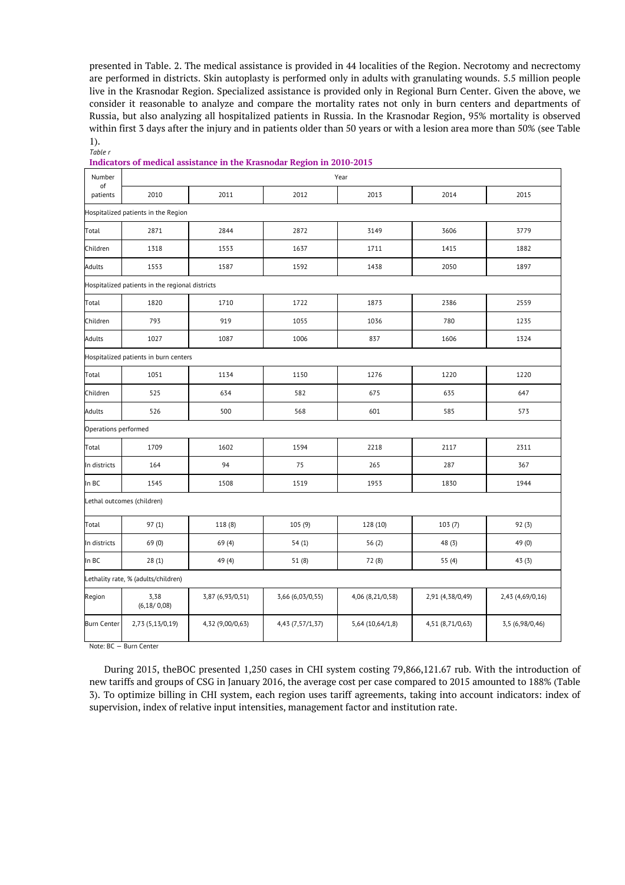presented in Table. 2. The medical assistance is provided in 44 localities of the Region. Necrotomy and necrectomy are performed in districts. Skin autoplasty is performed only in adults with granulating wounds. 5.5 million people live in the Krasnodar Region. Specialized assistance is provided only in Regional Burn Center. Given the above, we consider it reasonable to analyze and compare the mortality rates not only in burn centers and departments of Russia, but also analyzing all hospitalized patients in Russia. In the Krasnodar Region, 95% mortality is observed within first 3 days after the injury and in patients older than 50 years or with a lesion area more than 50% (see Table 1).

*Table r*

**Indicators of medical assistance in the Krasnodar Region in 2010-2015**

| Number of patients | Year | | | | | |
|---|---|---|---|---|---|---|
| | 2010 | 2011 | 2012 | 2013 | 2014 | 2015 |
| Hospitalized patients in the Region | | | | | | |
| Total | 2871 | 2844 | 2872 | 3149 | 3606 | 3779 |
| Children | 1318 | 1553 | 1637 | 1711 | 1415 | 1882 |
| Adults | 1553 | 1587 | 1592 | 1438 | 2050 | 1897 |
| Hospitalized patients in the regional districts | | | | | | |
| Total | 1820 | 1710 | 1722 | 1873 | 2386 | 2559 |
| Children | 793 | 919 | 1055 | 1036 | 780 | 1235 |
| Adults | 1027 | 1087 | 1006 | 837 | 1606 | 1324 |
| Hospitalized patients in burn centers | | | | | | |
| Total | 1051 | 1134 | 1150 | 1276 | 1220 | 1220 |
| Children | 525 | 634 | 582 | 675 | 635 | 647 |
| Adults | 526 | 500 | 568 | 601 | 585 | 573 |
| Operations performed | | | | | | |
| Total | 1709 | 1602 | 1594 | 2218 | 2117 | 2311 |
| In districts | 164 | 94 | 75 | 265 | 287 | 367 |
| In BC | 1545 | 1508 | 1519 | 1953 | 1830 | 1944 |
| Lethal outcomes (children) | | | | | | |
| Total | 97 (1) | 118 (8) | 105 (9) | 128 (10) | 103 (7) | 92 (3) |
| In districts | 69 (0) | 69 (4) | 54 (1) | 56 (2) | 48 (3) | 49 (0) |
| In BC | 28 (1) | 49 (4) | 51 (8) | 72 (8) | 55 (4) | 43 (3) |
| Lethality rate, % (adults/children) | | | | | | |
| Region | 3,38 (6,18/ 0,08) | 3,87 (6,93/0,51) | 3,66 (6,03/0,55) | 4,06 (8,21/0,58) | 2,91 (4,38/0,49) | 2,43 (4,69/0,16) |
| Burn Center | 2,73 (5,13/0,19) | 4,32 (9,00/0,63) | 4,43 (7,57/1,37) | 5,64 (10,64/1,8) | 4,51 (8,71/0,63) | 3,5 (6,98/0,46) |

Note: BC — Burn Center

During 2015, theBOC presented 1,250 cases in CHI system costing 79,866,121.67 rub. With the introduction of new tariffs and groups of CSG in January 2016, the average cost per case compared to 2015 amounted to 188% (Table 3). To optimize billing in CHI system, each region uses tariff agreements, taking into account indicators: index of supervision, index of relative input intensities, management factor and institution rate.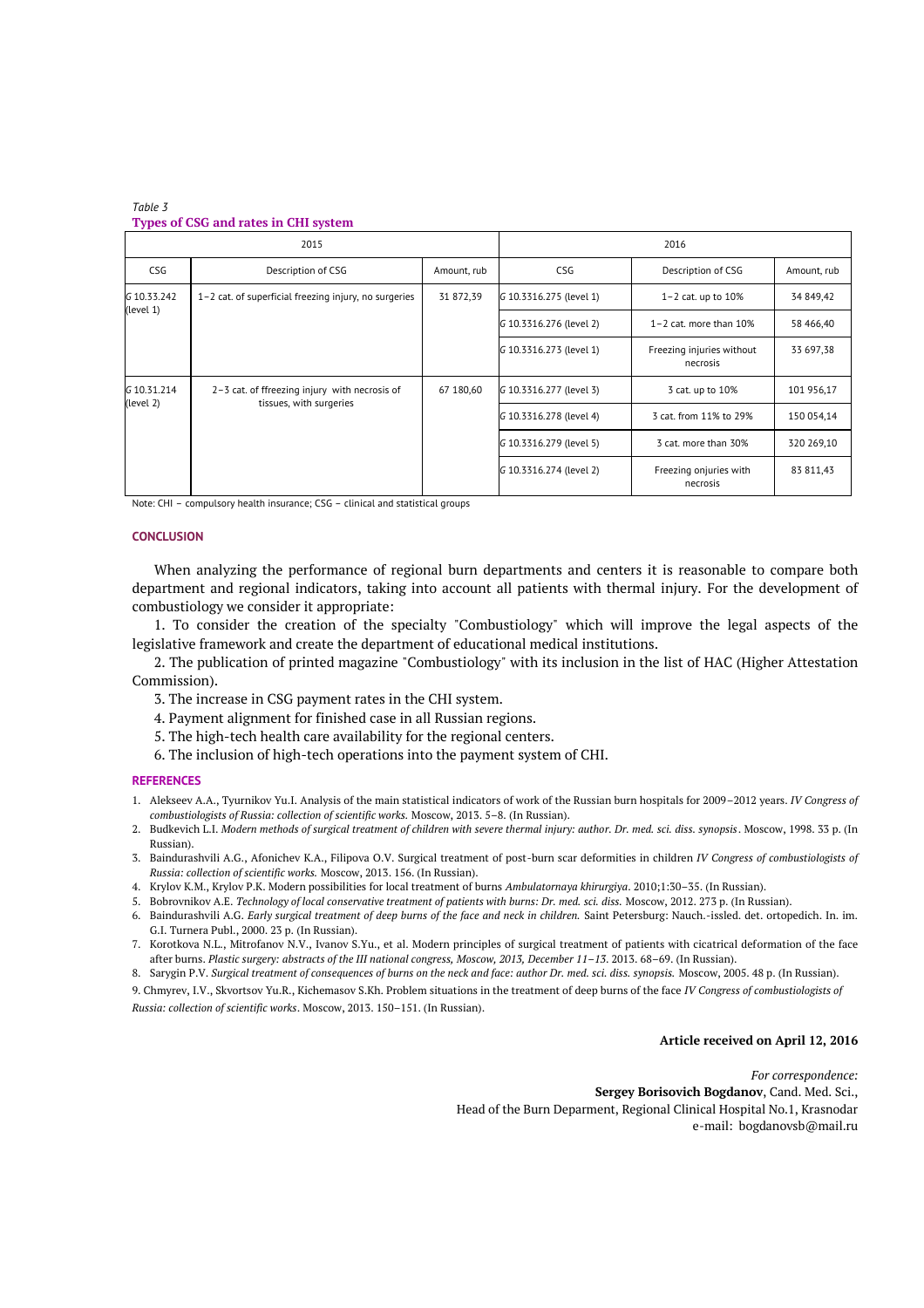*Table 3*

**Types of CSG and rates in CHI system**

| 2015 | | | 2016 | | |
|---|---|---|---|---|---|
| CSG | Description of CSG | Amount, rub | CSG | Description of CSG | Amount, rub |
| G 10.33.242 (level 1) | 1–2 cat. of superficial freezing injury, no surgeries | 31 872,39 | G 10.3316.275 (level 1) | 1–2 cat. up to 10% | 34 849,42 |
| | | | G 10.3316.276 (level 2) | 1–2 cat. more than 10% | 58 466,40 |
| | | | G 10.3316.273 (level 1) | Freezing injuries without necrosis | 33 697,38 |
| G 10.31.214 (level 2) | 2–3 cat. of ffreezing injury with necrosis of tissues, with surgeries | 67 180,60 | G 10.3316.277 (level 3) | 3 cat. up to 10% | 101 956,17 |
| | | | G 10.3316.278 (level 4) | 3 cat. from 11% to 29% | 150 054,14 |
| | | | G 10.3316.279 (level 5) | 3 cat. more than 30% | 320 269,10 |
| | | | G 10.3316.274 (level 2) | Freezing onjuries with necrosis | 83 811,43 |

Note: CHI – compulsory health insurance; CSG – clinical and statistical groups

## CONCLUSION

When analyzing the performance of regional burn departments and centers it is reasonable to compare both department and regional indicators, taking into account all patients with thermal injury. For the development of combustiology we consider it appropriate:

1. To consider the creation of the specialty "Combustiology" which will improve the legal aspects of the legislative framework and create the department of educational medical institutions.
2. The publication of printed magazine "Combustiology" with its inclusion in the list of HAC (Higher Attestation Commission).
3. The increase in CSG payment rates in the CHI system.
4. Payment alignment for finished case in all Russian regions.
5. The high-tech health care availability for the regional centers.
6. The inclusion of high-tech operations into the payment system of CHI.

## REFERENCES

1. Alekseev A.A., Tyurnikov Yu.I. Analysis of the main statistical indicators of work of the Russian burn hospitals for 2009–2012 years. *IV Congress of combustiologists of Russia: collection of scientific works.* Moscow, 2013. 5–8. (In Russian).
2. Budkevich L.I. *Modern methods of surgical treatment of children with severe thermal injury: author. Dr. med. sci. diss. synopsis*. Moscow, 1998. 33 p. (In Russian).
3. Baindurashvili A.G., Afonichev K.A., Filipova O.V. Surgical treatment of post-burn scar deformities in children *IV Congress of combustiologists of Russia: collection of scientific works.* Moscow, 2013. 156. (In Russian).
4. Krylov K.M., Krylov P.K. Modern possibilities for local treatment of burns *Ambulatornaya khirurgiya*. 2010;1:30–35. (In Russian).
5. Bobrovnikov A.E. *Technology of local conservative treatment of patients with burns: Dr. med. sci. diss.* Moscow, 2012. 273 p. (In Russian).
6. Baindurashvili A.G. *Early surgical treatment of deep burns of the face and neck in children.* Saint Petersburg: Nauch.-issled. det. ortopedich. In. im. G.I. Turnera Publ., 2000. 23 p. (In Russian).
7. Korotkova N.L., Mitrofanov N.V., Ivanov S.Yu., et al. Modern principles of surgical treatment of patients with cicatrical deformation of the face after burns. *Plastic surgery: abstracts of the III national congress, Moscow, 2013, December 11–13*. 2013. 68–69. (In Russian).
8. Sarygin P.V. *Surgical treatment of consequences of burns on the neck and face: author Dr. med. sci. diss. synopsis.* Moscow, 2005. 48 p. (In Russian).
9. Chmyrev, I.V., Skvortsov Yu.R., Kichemasov S.Kh. Problem situations in the treatment of deep burns of the face *IV Congress of combustiologists of Russia: collection of scientific works*. Moscow, 2013. 150–151. (In Russian).

**Article received on April 12, 2016**

*For correspondence:*
**Sergey Borisovich Bogdanov**, Cand. Med. Sci.,
Head of the Burn Deparment, Regional Clinical Hospital No.1, Krasnodar
e-mail: bogdanovsb@mail.ru